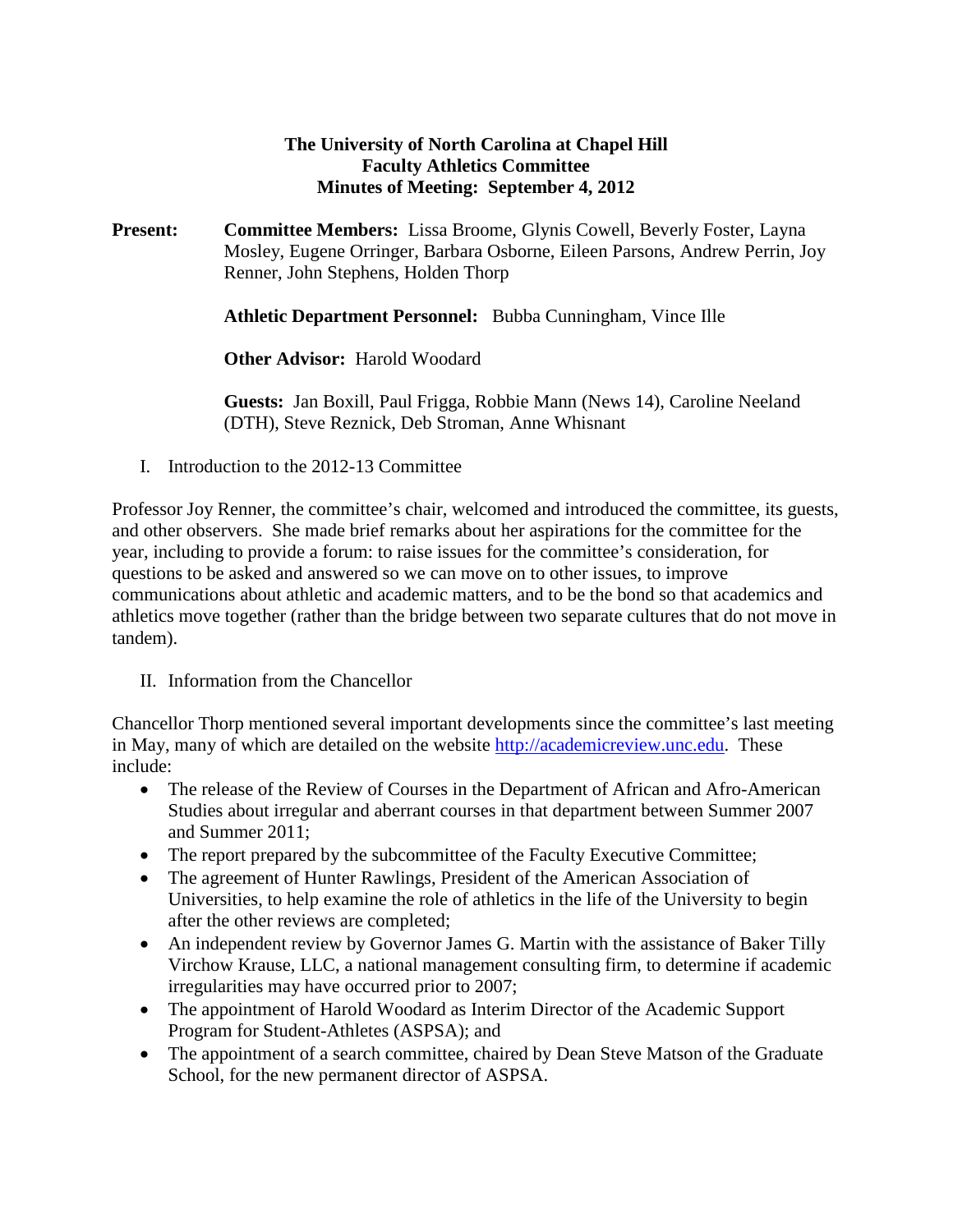# The University of North Carolina at Chapel Hill
## Faculty Athletics Committee
## Minutes of Meeting: September 4, 2012

**Present:** **Committee Members:** Lissa Broome, Glynis Cowell, Beverly Foster, Layna Mosley, Eugene Orringer, Barbara Osborne, Eileen Parsons, Andrew Perrin, Joy Renner, John Stephens, Holden Thorp

**Athletic Department Personnel:** Bubba Cunningham, Vince Ille

**Other Advisor:** Harold Woodard

**Guests:** Jan Boxill, Paul Frigga, Robbie Mann (News 14), Caroline Neeland (DTH), Steve Reznick, Deb Stroman, Anne Whisnant

I. Introduction to the 2012-13 Committee

Professor Joy Renner, the committee's chair, welcomed and introduced the committee, its guests, and other observers. She made brief remarks about her aspirations for the committee for the year, including to provide a forum: to raise issues for the committee's consideration, for questions to be asked and answered so we can move on to other issues, to improve communications about athletic and academic matters, and to be the bond so that academics and athletics move together (rather than the bridge between two separate cultures that do not move in tandem).

II. Information from the Chancellor

Chancellor Thorp mentioned several important developments since the committee's last meeting in May, many of which are detailed on the website http://academicreview.unc.edu. These include:

- The release of the Review of Courses in the Department of African and Afro-American Studies about irregular and aberrant courses in that department between Summer 2007 and Summer 2011;
- The report prepared by the subcommittee of the Faculty Executive Committee;
- The agreement of Hunter Rawlings, President of the American Association of Universities, to help examine the role of athletics in the life of the University to begin after the other reviews are completed;
- An independent review by Governor James G. Martin with the assistance of Baker Tilly Virchow Krause, LLC, a national management consulting firm, to determine if academic irregularities may have occurred prior to 2007;
- The appointment of Harold Woodard as Interim Director of the Academic Support Program for Student-Athletes (ASPSA); and
- The appointment of a search committee, chaired by Dean Steve Matson of the Graduate School, for the new permanent director of ASPSA.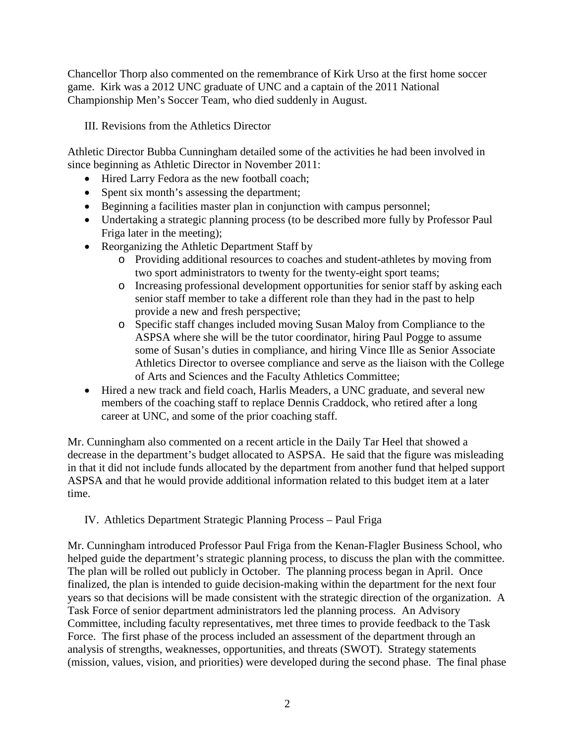Chancellor Thorp also commented on the remembrance of Kirk Urso at the first home soccer game. Kirk was a 2012 UNC graduate of UNC and a captain of the 2011 National Championship Men's Soccer Team, who died suddenly in August.

## III. Revisions from the Athletics Director

Athletic Director Bubba Cunningham detailed some of the activities he had been involved in since beginning as Athletic Director in November 2011:

- Hired Larry Fedora as the new football coach;
- Spent six month's assessing the department;
- Beginning a facilities master plan in conjunction with campus personnel;
- Undertaking a strategic planning process (to be described more fully by Professor Paul Friga later in the meeting);
- Reorganizing the Athletic Department Staff by
    - Providing additional resources to coaches and student-athletes by moving from two sport administrators to twenty for the twenty-eight sport teams;
    - Increasing professional development opportunities for senior staff by asking each senior staff member to take a different role than they had in the past to help provide a new and fresh perspective;
    - Specific staff changes included moving Susan Maloy from Compliance to the ASPSA where she will be the tutor coordinator, hiring Paul Pogge to assume some of Susan's duties in compliance, and hiring Vince Ille as Senior Associate Athletics Director to oversee compliance and serve as the liaison with the College of Arts and Sciences and the Faculty Athletics Committee;
- Hired a new track and field coach, Harlis Meaders, a UNC graduate, and several new members of the coaching staff to replace Dennis Craddock, who retired after a long career at UNC, and some of the prior coaching staff.

Mr. Cunningham also commented on a recent article in the Daily Tar Heel that showed a decrease in the department's budget allocated to ASPSA. He said that the figure was misleading in that it did not include funds allocated by the department from another fund that helped support ASPSA and that he would provide additional information related to this budget item at a later time.

## IV. Athletics Department Strategic Planning Process – Paul Friga

Mr. Cunningham introduced Professor Paul Friga from the Kenan-Flagler Business School, who helped guide the department's strategic planning process, to discuss the plan with the committee. The plan will be rolled out publicly in October. The planning process began in April. Once finalized, the plan is intended to guide decision-making within the department for the next four years so that decisions will be made consistent with the strategic direction of the organization. A Task Force of senior department administrators led the planning process. An Advisory Committee, including faculty representatives, met three times to provide feedback to the Task Force. The first phase of the process included an assessment of the department through an analysis of strengths, weaknesses, opportunities, and threats (SWOT). Strategy statements (mission, values, vision, and priorities) were developed during the second phase. The final phase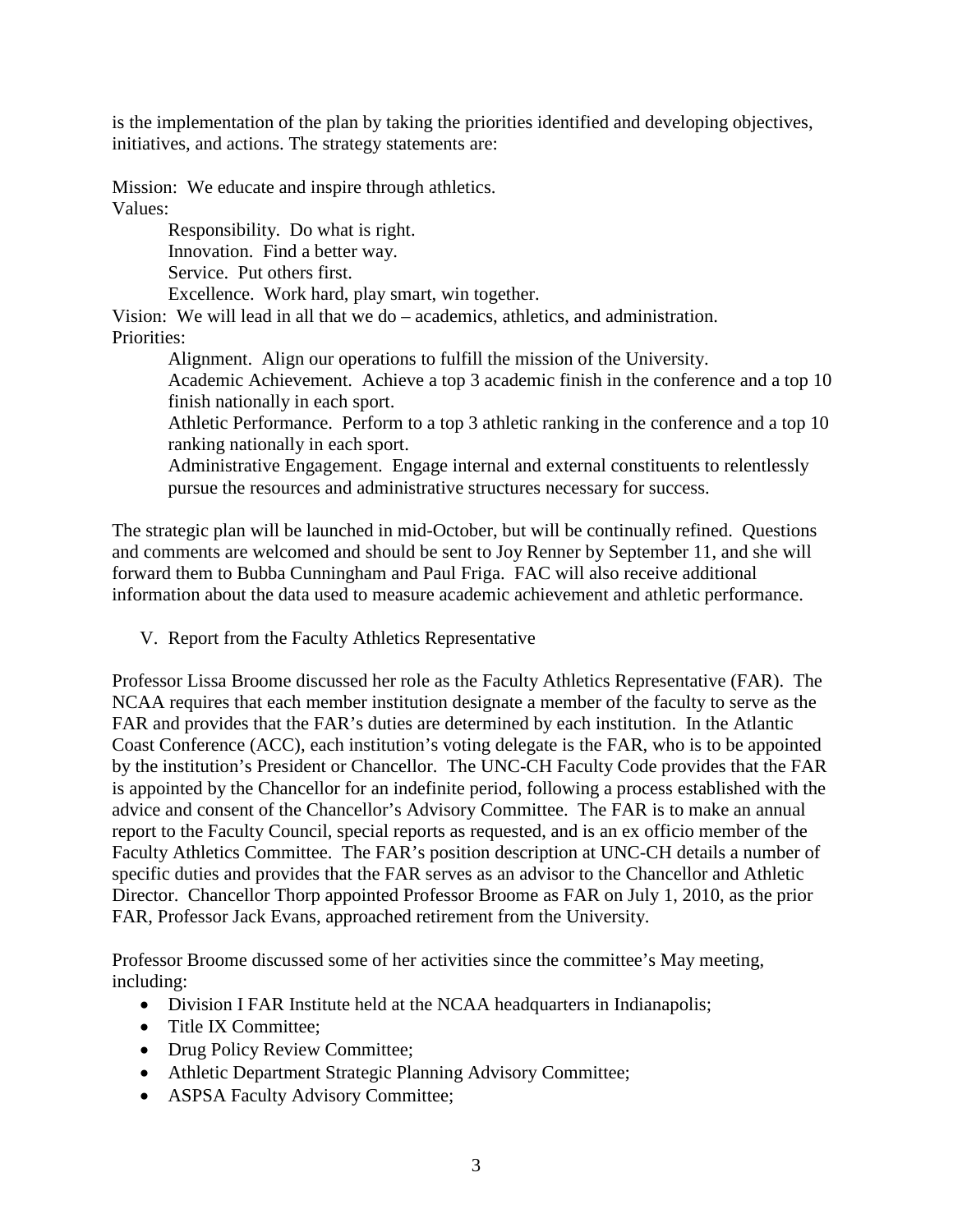is the implementation of the plan by taking the priorities identified and developing objectives, initiatives, and actions. The strategy statements are:

Mission: We educate and inspire through athletics.

Values:

- Responsibility. Do what is right.
- Innovation. Find a better way.
- Service. Put others first.
- Excellence. Work hard, play smart, win together.

Vision: We will lead in all that we do – academics, athletics, and administration.

Priorities:

- Alignment. Align our operations to fulfill the mission of the University.
- Academic Achievement. Achieve a top 3 academic finish in the conference and a top 10 finish nationally in each sport.
- Athletic Performance. Perform to a top 3 athletic ranking in the conference and a top 10 ranking nationally in each sport.
- Administrative Engagement. Engage internal and external constituents to relentlessly pursue the resources and administrative structures necessary for success.

The strategic plan will be launched in mid-October, but will be continually refined. Questions and comments are welcomed and should be sent to Joy Renner by September 11, and she will forward them to Bubba Cunningham and Paul Friga. FAC will also receive additional information about the data used to measure academic achievement and athletic performance.

## V. Report from the Faculty Athletics Representative

Professor Lissa Broome discussed her role as the Faculty Athletics Representative (FAR). The NCAA requires that each member institution designate a member of the faculty to serve as the FAR and provides that the FAR's duties are determined by each institution. In the Atlantic Coast Conference (ACC), each institution's voting delegate is the FAR, who is to be appointed by the institution's President or Chancellor. The UNC-CH Faculty Code provides that the FAR is appointed by the Chancellor for an indefinite period, following a process established with the advice and consent of the Chancellor's Advisory Committee. The FAR is to make an annual report to the Faculty Council, special reports as requested, and is an ex officio member of the Faculty Athletics Committee. The FAR's position description at UNC-CH details a number of specific duties and provides that the FAR serves as an advisor to the Chancellor and Athletic Director. Chancellor Thorp appointed Professor Broome as FAR on July 1, 2010, as the prior FAR, Professor Jack Evans, approached retirement from the University.

Professor Broome discussed some of her activities since the committee's May meeting, including:

- Division I FAR Institute held at the NCAA headquarters in Indianapolis;
- Title IX Committee;
- Drug Policy Review Committee;
- Athletic Department Strategic Planning Advisory Committee;
- ASPSA Faculty Advisory Committee;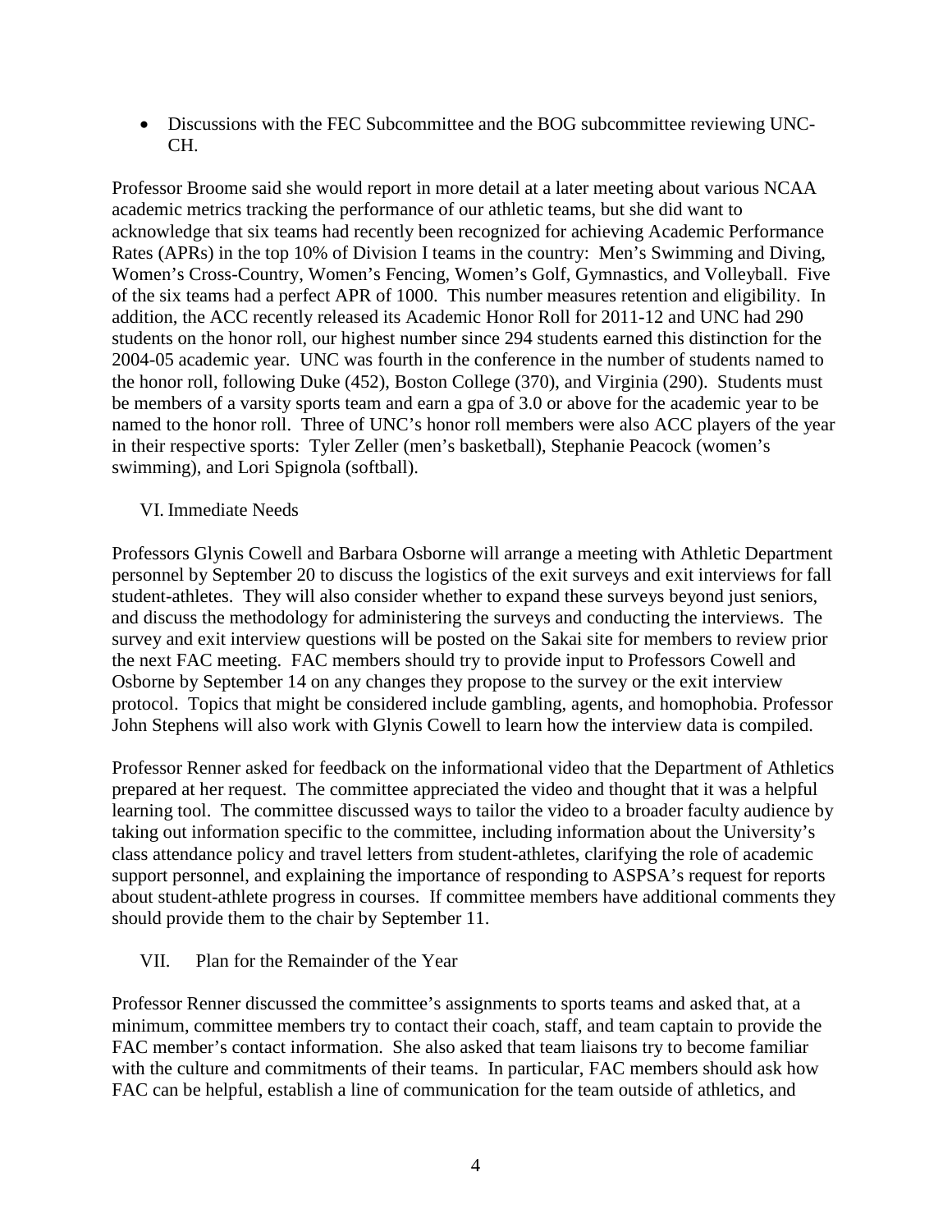- Discussions with the FEC Subcommittee and the BOG subcommittee reviewing UNC-CH.

Professor Broome said she would report in more detail at a later meeting about various NCAA academic metrics tracking the performance of our athletic teams, but she did want to acknowledge that six teams had recently been recognized for achieving Academic Performance Rates (APRs) in the top 10% of Division I teams in the country: Men's Swimming and Diving, Women's Cross-Country, Women's Fencing, Women's Golf, Gymnastics, and Volleyball. Five of the six teams had a perfect APR of 1000. This number measures retention and eligibility. In addition, the ACC recently released its Academic Honor Roll for 2011-12 and UNC had 290 students on the honor roll, our highest number since 294 students earned this distinction for the 2004-05 academic year. UNC was fourth in the conference in the number of students named to the honor roll, following Duke (452), Boston College (370), and Virginia (290). Students must be members of a varsity sports team and earn a gpa of 3.0 or above for the academic year to be named to the honor roll. Three of UNC's honor roll members were also ACC players of the year in their respective sports: Tyler Zeller (men's basketball), Stephanie Peacock (women's swimming), and Lori Spignola (softball).

## VI. Immediate Needs

Professors Glynis Cowell and Barbara Osborne will arrange a meeting with Athletic Department personnel by September 20 to discuss the logistics of the exit surveys and exit interviews for fall student-athletes. They will also consider whether to expand these surveys beyond just seniors, and discuss the methodology for administering the surveys and conducting the interviews. The survey and exit interview questions will be posted on the Sakai site for members to review prior the next FAC meeting. FAC members should try to provide input to Professors Cowell and Osborne by September 14 on any changes they propose to the survey or the exit interview protocol. Topics that might be considered include gambling, agents, and homophobia. Professor John Stephens will also work with Glynis Cowell to learn how the interview data is compiled.

Professor Renner asked for feedback on the informational video that the Department of Athletics prepared at her request. The committee appreciated the video and thought that it was a helpful learning tool. The committee discussed ways to tailor the video to a broader faculty audience by taking out information specific to the committee, including information about the University's class attendance policy and travel letters from student-athletes, clarifying the role of academic support personnel, and explaining the importance of responding to ASPSA's request for reports about student-athlete progress in courses. If committee members have additional comments they should provide them to the chair by September 11.

## VII. Plan for the Remainder of the Year

Professor Renner discussed the committee's assignments to sports teams and asked that, at a minimum, committee members try to contact their coach, staff, and team captain to provide the FAC member's contact information. She also asked that team liaisons try to become familiar with the culture and commitments of their teams. In particular, FAC members should ask how FAC can be helpful, establish a line of communication for the team outside of athletics, and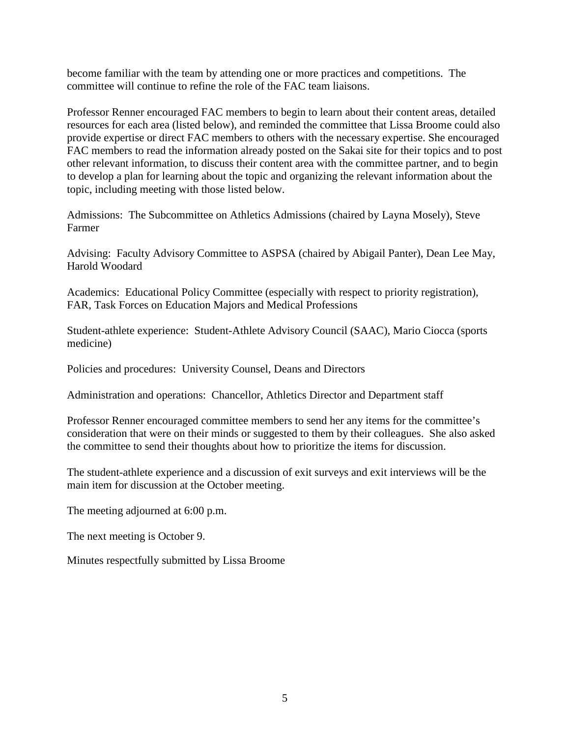become familiar with the team by attending one or more practices and competitions. The committee will continue to refine the role of the FAC team liaisons.

Professor Renner encouraged FAC members to begin to learn about their content areas, detailed resources for each area (listed below), and reminded the committee that Lissa Broome could also provide expertise or direct FAC members to others with the necessary expertise. She encouraged FAC members to read the information already posted on the Sakai site for their topics and to post other relevant information, to discuss their content area with the committee partner, and to begin to develop a plan for learning about the topic and organizing the relevant information about the topic, including meeting with those listed below.

Admissions: The Subcommittee on Athletics Admissions (chaired by Layna Mosely), Steve Farmer

Advising: Faculty Advisory Committee to ASPSA (chaired by Abigail Panter), Dean Lee May, Harold Woodard

Academics: Educational Policy Committee (especially with respect to priority registration), FAR, Task Forces on Education Majors and Medical Professions

Student-athlete experience: Student-Athlete Advisory Council (SAAC), Mario Ciocca (sports medicine)

Policies and procedures: University Counsel, Deans and Directors

Administration and operations: Chancellor, Athletics Director and Department staff

Professor Renner encouraged committee members to send her any items for the committee's consideration that were on their minds or suggested to them by their colleagues. She also asked the committee to send their thoughts about how to prioritize the items for discussion.

The student-athlete experience and a discussion of exit surveys and exit interviews will be the main item for discussion at the October meeting.

The meeting adjourned at 6:00 p.m.

The next meeting is October 9.

Minutes respectfully submitted by Lissa Broome